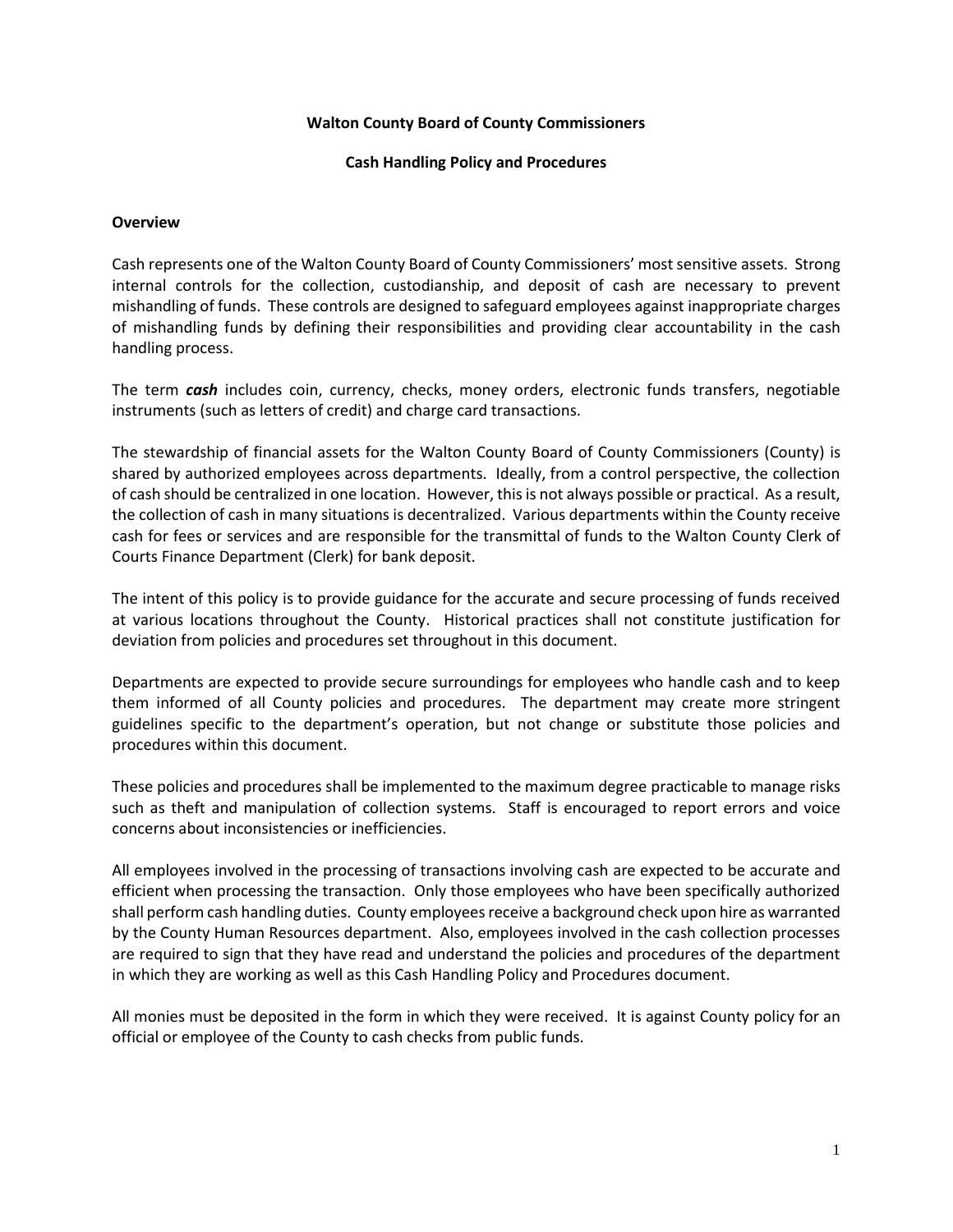# Walton County Board of County Commissioners

## Cash Handling Policy and Procedures

### Overview

Cash represents one of the Walton County Board of County Commissioners' most sensitive assets. Strong internal controls for the collection, custodianship, and deposit of cash are necessary to prevent mishandling of funds. These controls are designed to safeguard employees against inappropriate charges of mishandling funds by defining their responsibilities and providing clear accountability in the cash handling process.

The term ***cash*** includes coin, currency, checks, money orders, electronic funds transfers, negotiable instruments (such as letters of credit) and charge card transactions.

The stewardship of financial assets for the Walton County Board of County Commissioners (County) is shared by authorized employees across departments. Ideally, from a control perspective, the collection of cash should be centralized in one location. However, this is not always possible or practical. As a result, the collection of cash in many situations is decentralized. Various departments within the County receive cash for fees or services and are responsible for the transmittal of funds to the Walton County Clerk of Courts Finance Department (Clerk) for bank deposit.

The intent of this policy is to provide guidance for the accurate and secure processing of funds received at various locations throughout the County. Historical practices shall not constitute justification for deviation from policies and procedures set throughout in this document.

Departments are expected to provide secure surroundings for employees who handle cash and to keep them informed of all County policies and procedures. The department may create more stringent guidelines specific to the department's operation, but not change or substitute those policies and procedures within this document.

These policies and procedures shall be implemented to the maximum degree practicable to manage risks such as theft and manipulation of collection systems. Staff is encouraged to report errors and voice concerns about inconsistencies or inefficiencies.

All employees involved in the processing of transactions involving cash are expected to be accurate and efficient when processing the transaction. Only those employees who have been specifically authorized shall perform cash handling duties. County employees receive a background check upon hire as warranted by the County Human Resources department. Also, employees involved in the cash collection processes are required to sign that they have read and understand the policies and procedures of the department in which they are working as well as this Cash Handling Policy and Procedures document.

All monies must be deposited in the form in which they were received. It is against County policy for an official or employee of the County to cash checks from public funds.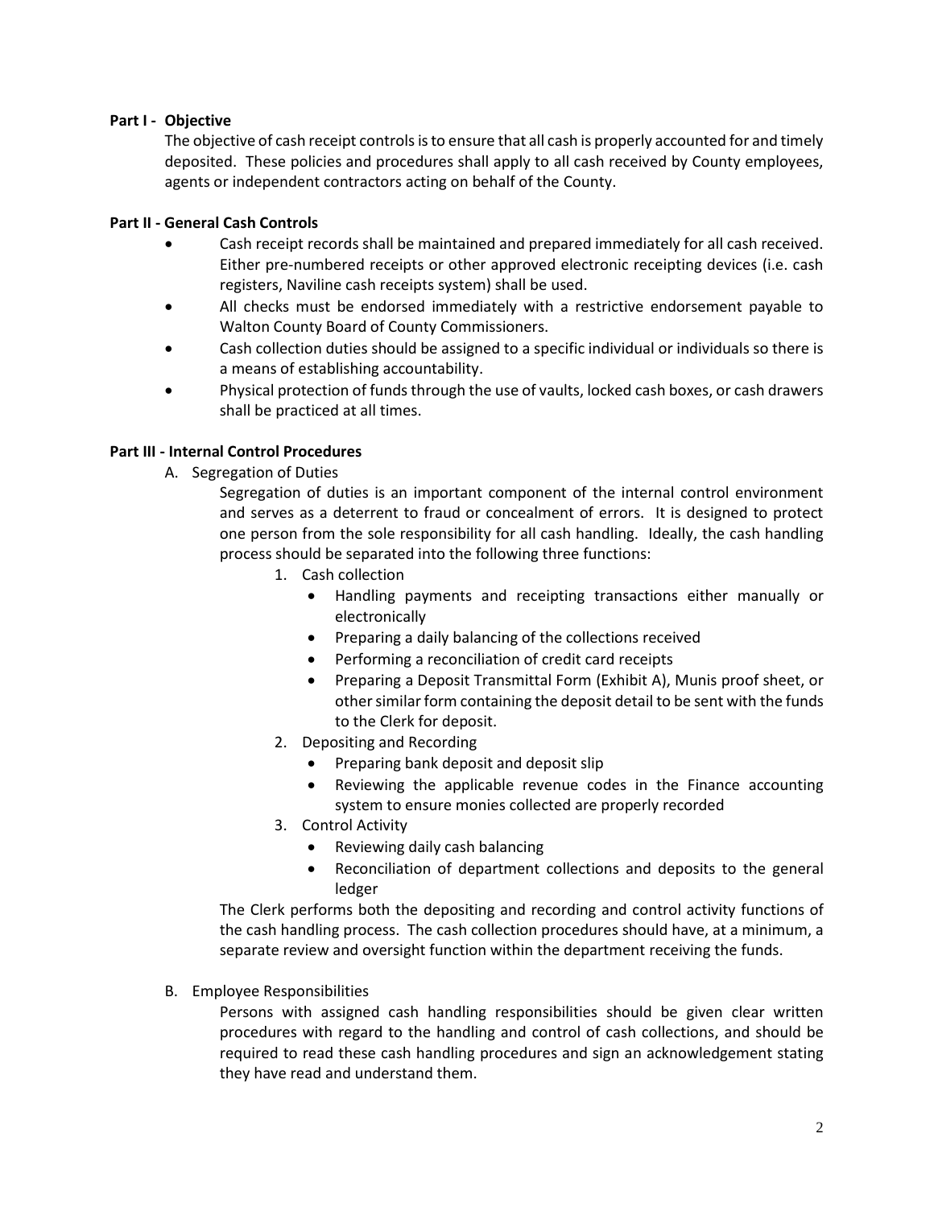**Part I - Objective**

The objective of cash receipt controls is to ensure that all cash is properly accounted for and timely deposited. These policies and procedures shall apply to all cash received by County employees, agents or independent contractors acting on behalf of the County.

**Part II - General Cash Controls**

- Cash receipt records shall be maintained and prepared immediately for all cash received. Either pre-numbered receipts or other approved electronic receipting devices (i.e. cash registers, Naviline cash receipts system) shall be used.
- All checks must be endorsed immediately with a restrictive endorsement payable to Walton County Board of County Commissioners.
- Cash collection duties should be assigned to a specific individual or individuals so there is a means of establishing accountability.
- Physical protection of funds through the use of vaults, locked cash boxes, or cash drawers shall be practiced at all times.

**Part III - Internal Control Procedures**

A. Segregation of Duties

Segregation of duties is an important component of the internal control environment and serves as a deterrent to fraud or concealment of errors. It is designed to protect one person from the sole responsibility for all cash handling. Ideally, the cash handling process should be separated into the following three functions:

1. Cash collection
   - Handling payments and receipting transactions either manually or electronically
   - Preparing a daily balancing of the collections received
   - Performing a reconciliation of credit card receipts
   - Preparing a Deposit Transmittal Form (Exhibit A), Munis proof sheet, or other similar form containing the deposit detail to be sent with the funds to the Clerk for deposit.
2. Depositing and Recording
   - Preparing bank deposit and deposit slip
   - Reviewing the applicable revenue codes in the Finance accounting system to ensure monies collected are properly recorded
3. Control Activity
   - Reviewing daily cash balancing
   - Reconciliation of department collections and deposits to the general ledger

The Clerk performs both the depositing and recording and control activity functions of the cash handling process. The cash collection procedures should have, at a minimum, a separate review and oversight function within the department receiving the funds.

B. Employee Responsibilities

Persons with assigned cash handling responsibilities should be given clear written procedures with regard to the handling and control of cash collections, and should be required to read these cash handling procedures and sign an acknowledgement stating they have read and understand them.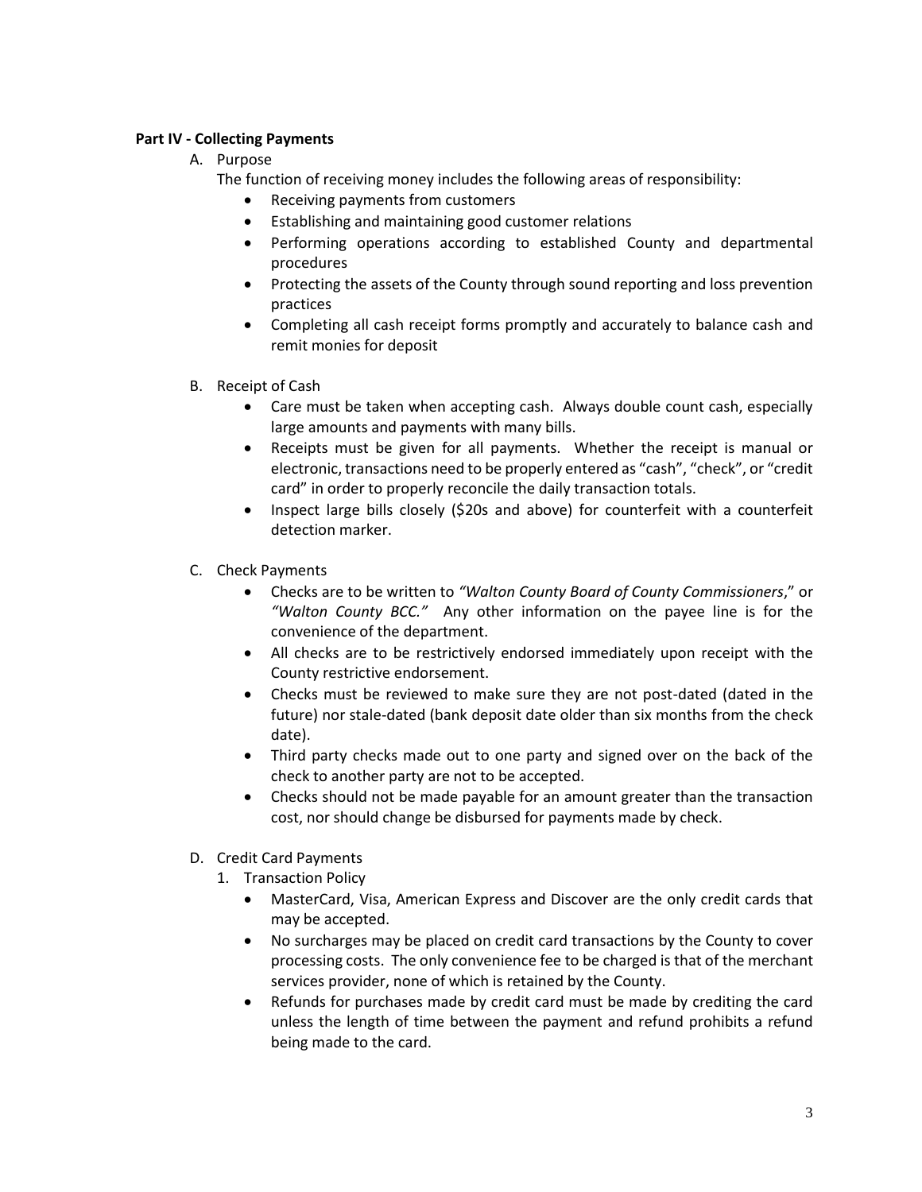**Part IV - Collecting Payments**

A. Purpose

The function of receiving money includes the following areas of responsibility:

- Receiving payments from customers
- Establishing and maintaining good customer relations
- Performing operations according to established County and departmental procedures
- Protecting the assets of the County through sound reporting and loss prevention practices
- Completing all cash receipt forms promptly and accurately to balance cash and remit monies for deposit

B. Receipt of Cash

- Care must be taken when accepting cash. Always double count cash, especially large amounts and payments with many bills.
- Receipts must be given for all payments. Whether the receipt is manual or electronic, transactions need to be properly entered as "cash", "check", or "credit card" in order to properly reconcile the daily transaction totals.
- Inspect large bills closely ($20s and above) for counterfeit with a counterfeit detection marker.

C. Check Payments

- Checks are to be written to *"Walton County Board of County Commissioners*," or *"Walton County BCC."* Any other information on the payee line is for the convenience of the department.
- All checks are to be restrictively endorsed immediately upon receipt with the County restrictive endorsement.
- Checks must be reviewed to make sure they are not post-dated (dated in the future) nor stale-dated (bank deposit date older than six months from the check date).
- Third party checks made out to one party and signed over on the back of the check to another party are not to be accepted.
- Checks should not be made payable for an amount greater than the transaction cost, nor should change be disbursed for payments made by check.

D. Credit Card Payments

1. Transaction Policy
   - MasterCard, Visa, American Express and Discover are the only credit cards that may be accepted.
   - No surcharges may be placed on credit card transactions by the County to cover processing costs. The only convenience fee to be charged is that of the merchant services provider, none of which is retained by the County.
   - Refunds for purchases made by credit card must be made by crediting the card unless the length of time between the payment and refund prohibits a refund being made to the card.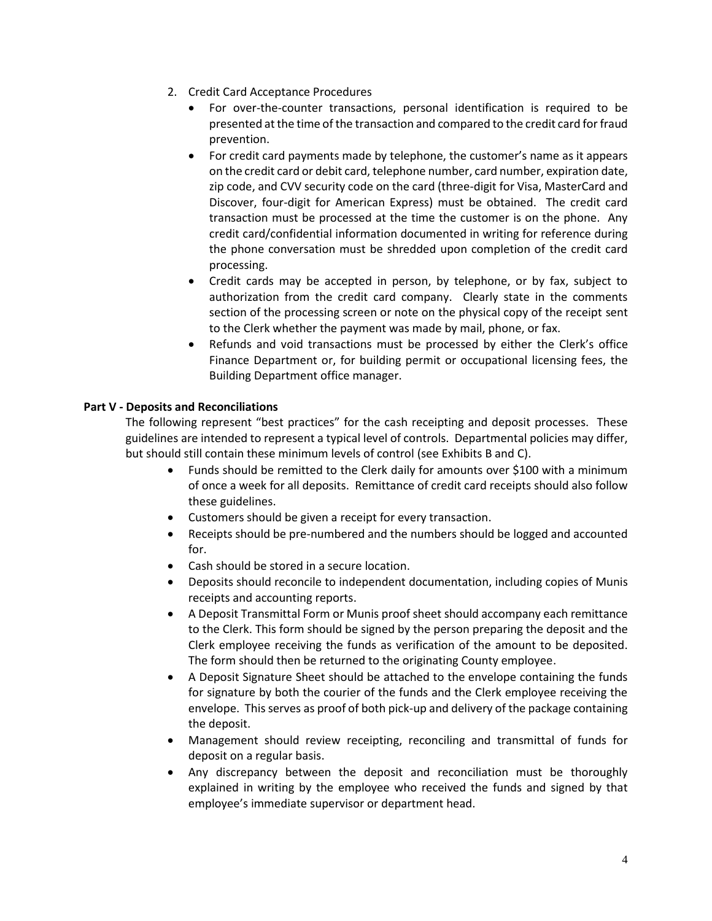2. Credit Card Acceptance Procedures
   - For over-the-counter transactions, personal identification is required to be presented at the time of the transaction and compared to the credit card for fraud prevention.
   - For credit card payments made by telephone, the customer's name as it appears on the credit card or debit card, telephone number, card number, expiration date, zip code, and CVV security code on the card (three-digit for Visa, MasterCard and Discover, four-digit for American Express) must be obtained. The credit card transaction must be processed at the time the customer is on the phone. Any credit card/confidential information documented in writing for reference during the phone conversation must be shredded upon completion of the credit card processing.
   - Credit cards may be accepted in person, by telephone, or by fax, subject to authorization from the credit card company. Clearly state in the comments section of the processing screen or note on the physical copy of the receipt sent to the Clerk whether the payment was made by mail, phone, or fax.
   - Refunds and void transactions must be processed by either the Clerk's office Finance Department or, for building permit or occupational licensing fees, the Building Department office manager.

**Part V - Deposits and Reconciliations**

The following represent "best practices" for the cash receipting and deposit processes. These guidelines are intended to represent a typical level of controls. Departmental policies may differ, but should still contain these minimum levels of control (see Exhibits B and C).

- Funds should be remitted to the Clerk daily for amounts over $100 with a minimum of once a week for all deposits. Remittance of credit card receipts should also follow these guidelines.
- Customers should be given a receipt for every transaction.
- Receipts should be pre-numbered and the numbers should be logged and accounted for.
- Cash should be stored in a secure location.
- Deposits should reconcile to independent documentation, including copies of Munis receipts and accounting reports.
- A Deposit Transmittal Form or Munis proof sheet should accompany each remittance to the Clerk. This form should be signed by the person preparing the deposit and the Clerk employee receiving the funds as verification of the amount to be deposited. The form should then be returned to the originating County employee.
- A Deposit Signature Sheet should be attached to the envelope containing the funds for signature by both the courier of the funds and the Clerk employee receiving the envelope. This serves as proof of both pick-up and delivery of the package containing the deposit.
- Management should review receipting, reconciling and transmittal of funds for deposit on a regular basis.
- Any discrepancy between the deposit and reconciliation must be thoroughly explained in writing by the employee who received the funds and signed by that employee's immediate supervisor or department head.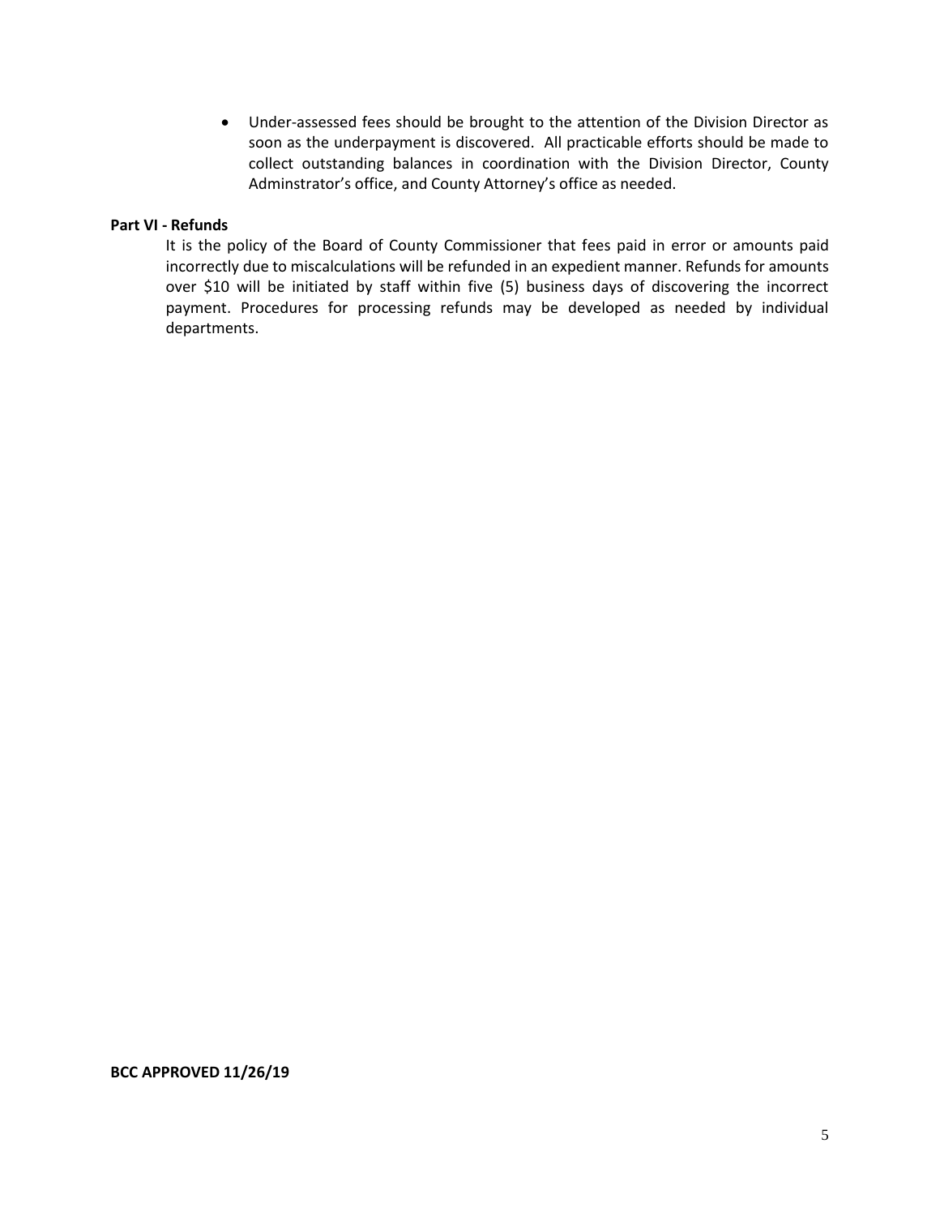- Under-assessed fees should be brought to the attention of the Division Director as soon as the underpayment is discovered. All practicable efforts should be made to collect outstanding balances in coordination with the Division Director, County Adminstrator's office, and County Attorney's office as needed.

**Part VI - Refunds**

It is the policy of the Board of County Commissioner that fees paid in error or amounts paid incorrectly due to miscalculations will be refunded in an expedient manner. Refunds for amounts over $10 will be initiated by staff within five (5) business days of discovering the incorrect payment. Procedures for processing refunds may be developed as needed by individual departments.

**BCC APPROVED 11/26/19**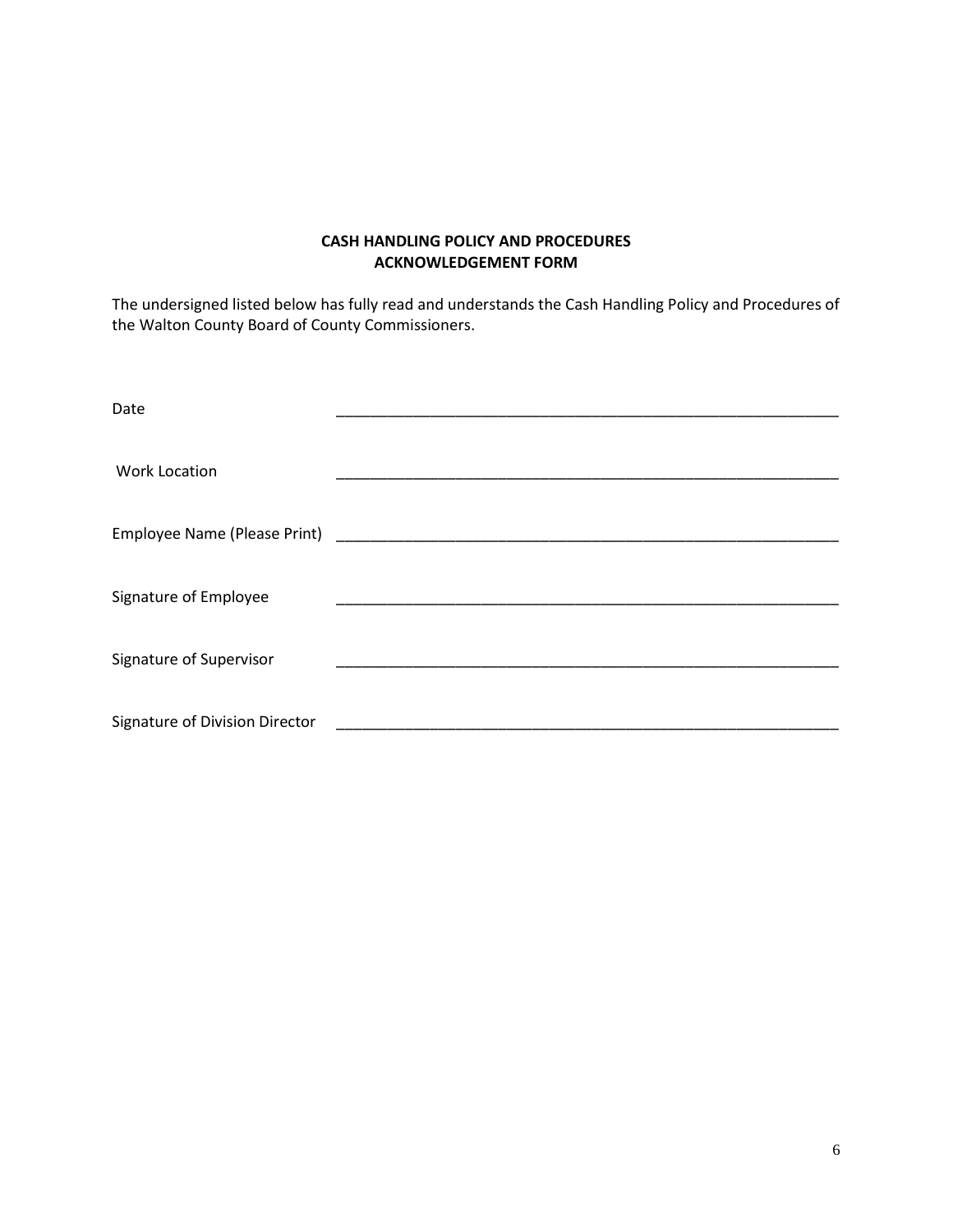**CASH HANDLING POLICY AND PROCEDURES**
**ACKNOWLEDGEMENT FORM**

The undersigned listed below has fully read and understands the Cash Handling Policy and Procedures of the Walton County Board of County Commissioners.

Date ______________________________________________________________

Work Location ______________________________________________________________

Employee Name (Please Print) ______________________________________________________________

Signature of Employee ______________________________________________________________

Signature of Supervisor ______________________________________________________________

Signature of Division Director ______________________________________________________________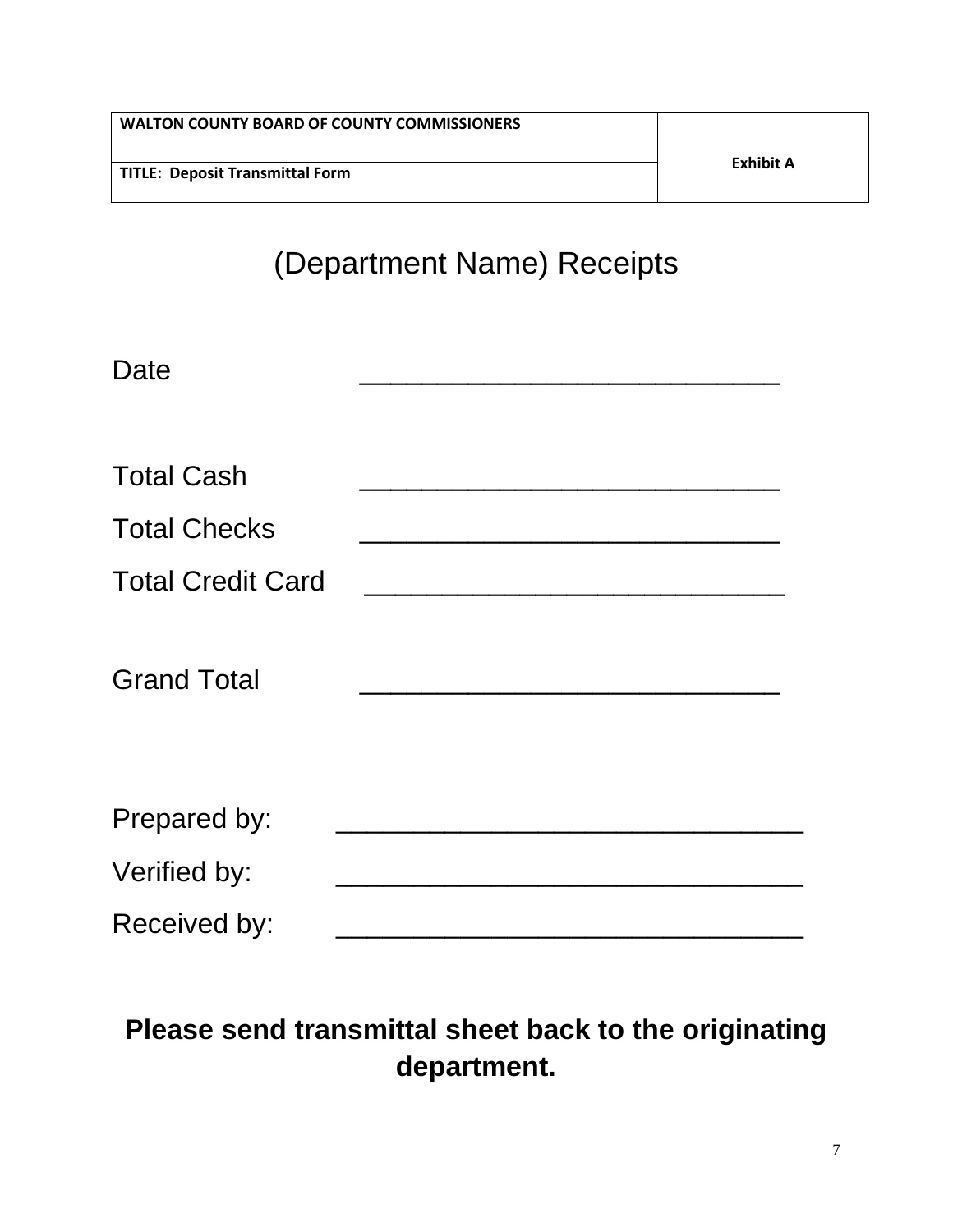| WALTON COUNTY BOARD OF COUNTY COMMISSIONERS | Exhibit A |
| --- | --- |
| TITLE: Deposit Transmittal Form | |

# (Department Name) Receipts

Date ____________________________

Total Cash ____________________________

Total Checks ____________________________

Total Credit Card ____________________________

Grand Total ____________________________

Prepared by: ______________________________

Verified by: ______________________________

Received by: ______________________________

**Please send transmittal sheet back to the originating department.**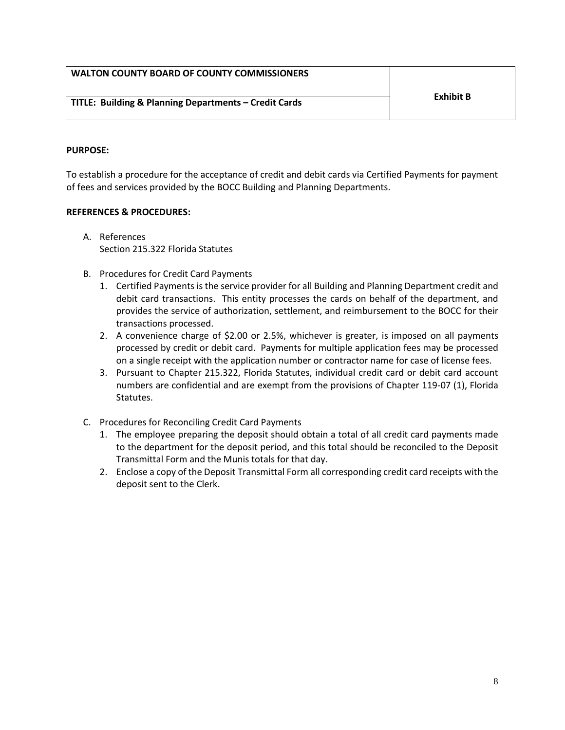| WALTON COUNTY BOARD OF COUNTY COMMISSIONERS | Exhibit B |
| --- | --- |
| TITLE: Building & Planning Departments – Credit Cards | |

**PURPOSE:**

To establish a procedure for the acceptance of credit and debit cards via Certified Payments for payment of fees and services provided by the BOCC Building and Planning Departments.

**REFERENCES & PROCEDURES:**

A. References
   Section 215.322 Florida Statutes

B. Procedures for Credit Card Payments
   1. Certified Payments is the service provider for all Building and Planning Department credit and debit card transactions. This entity processes the cards on behalf of the department, and provides the service of authorization, settlement, and reimbursement to the BOCC for their transactions processed.
   2. A convenience charge of $2.00 or 2.5%, whichever is greater, is imposed on all payments processed by credit or debit card. Payments for multiple application fees may be processed on a single receipt with the application number or contractor name for case of license fees.
   3. Pursuant to Chapter 215.322, Florida Statutes, individual credit card or debit card account numbers are confidential and are exempt from the provisions of Chapter 119-07 (1), Florida Statutes.

C. Procedures for Reconciling Credit Card Payments
   1. The employee preparing the deposit should obtain a total of all credit card payments made to the department for the deposit period, and this total should be reconciled to the Deposit Transmittal Form and the Munis totals for that day.
   2. Enclose a copy of the Deposit Transmittal Form all corresponding credit card receipts with the deposit sent to the Clerk.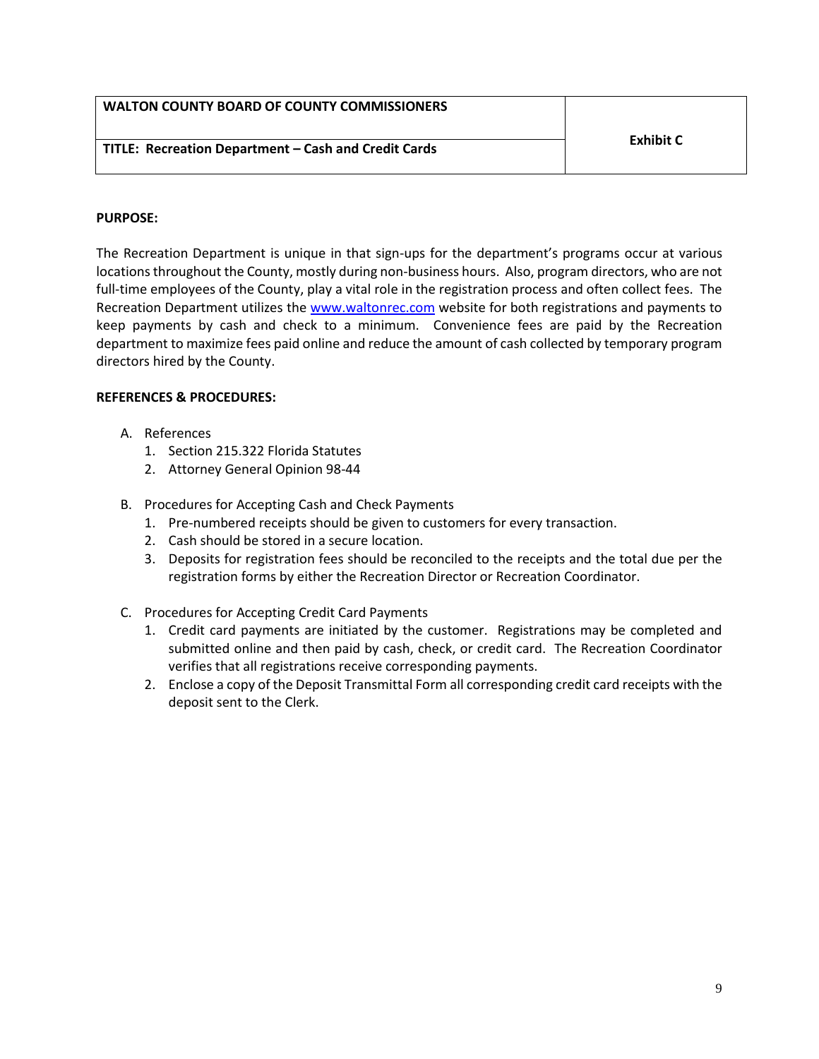| WALTON COUNTY BOARD OF COUNTY COMMISSIONERS | Exhibit C |
| --- | --- |
| TITLE: Recreation Department – Cash and Credit Cards | |

**PURPOSE:**

The Recreation Department is unique in that sign-ups for the department's programs occur at various locations throughout the County, mostly during non-business hours. Also, program directors, who are not full-time employees of the County, play a vital role in the registration process and often collect fees. The Recreation Department utilizes the www.waltonrec.com website for both registrations and payments to keep payments by cash and check to a minimum. Convenience fees are paid by the Recreation department to maximize fees paid online and reduce the amount of cash collected by temporary program directors hired by the County.

**REFERENCES & PROCEDURES:**

A. References
   1. Section 215.322 Florida Statutes
   2. Attorney General Opinion 98-44

B. Procedures for Accepting Cash and Check Payments
   1. Pre-numbered receipts should be given to customers for every transaction.
   2. Cash should be stored in a secure location.
   3. Deposits for registration fees should be reconciled to the receipts and the total due per the registration forms by either the Recreation Director or Recreation Coordinator.

C. Procedures for Accepting Credit Card Payments
   1. Credit card payments are initiated by the customer. Registrations may be completed and submitted online and then paid by cash, check, or credit card. The Recreation Coordinator verifies that all registrations receive corresponding payments.
   2. Enclose a copy of the Deposit Transmittal Form all corresponding credit card receipts with the deposit sent to the Clerk.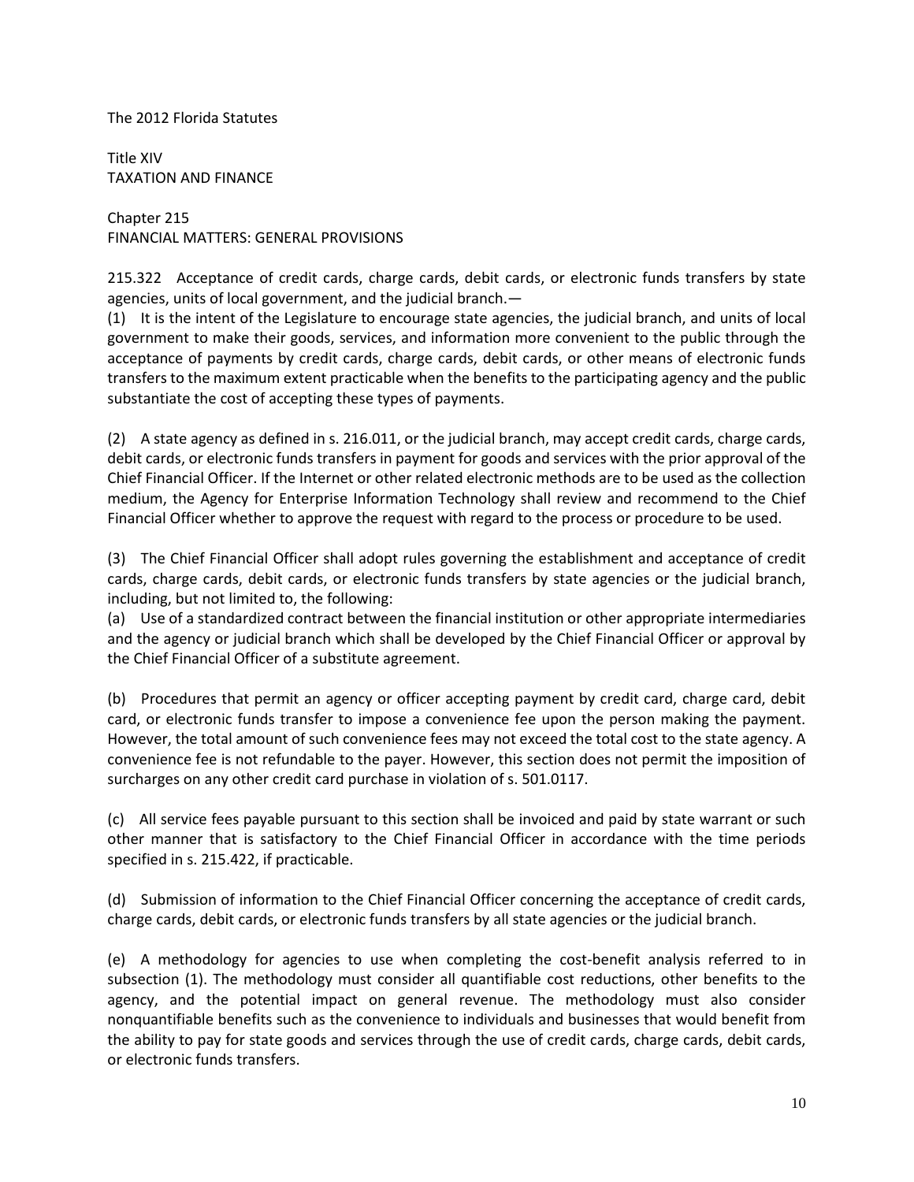The 2012 Florida Statutes

Title XIV
TAXATION AND FINANCE

Chapter 215
FINANCIAL MATTERS: GENERAL PROVISIONS

215.322 Acceptance of credit cards, charge cards, debit cards, or electronic funds transfers by state agencies, units of local government, and the judicial branch.—

(1) It is the intent of the Legislature to encourage state agencies, the judicial branch, and units of local government to make their goods, services, and information more convenient to the public through the acceptance of payments by credit cards, charge cards, debit cards, or other means of electronic funds transfers to the maximum extent practicable when the benefits to the participating agency and the public substantiate the cost of accepting these types of payments.

(2) A state agency as defined in s. 216.011, or the judicial branch, may accept credit cards, charge cards, debit cards, or electronic funds transfers in payment for goods and services with the prior approval of the Chief Financial Officer. If the Internet or other related electronic methods are to be used as the collection medium, the Agency for Enterprise Information Technology shall review and recommend to the Chief Financial Officer whether to approve the request with regard to the process or procedure to be used.

(3) The Chief Financial Officer shall adopt rules governing the establishment and acceptance of credit cards, charge cards, debit cards, or electronic funds transfers by state agencies or the judicial branch, including, but not limited to, the following:

(a) Use of a standardized contract between the financial institution or other appropriate intermediaries and the agency or judicial branch which shall be developed by the Chief Financial Officer or approval by the Chief Financial Officer of a substitute agreement.

(b) Procedures that permit an agency or officer accepting payment by credit card, charge card, debit card, or electronic funds transfer to impose a convenience fee upon the person making the payment. However, the total amount of such convenience fees may not exceed the total cost to the state agency. A convenience fee is not refundable to the payer. However, this section does not permit the imposition of surcharges on any other credit card purchase in violation of s. 501.0117.

(c) All service fees payable pursuant to this section shall be invoiced and paid by state warrant or such other manner that is satisfactory to the Chief Financial Officer in accordance with the time periods specified in s. 215.422, if practicable.

(d) Submission of information to the Chief Financial Officer concerning the acceptance of credit cards, charge cards, debit cards, or electronic funds transfers by all state agencies or the judicial branch.

(e) A methodology for agencies to use when completing the cost-benefit analysis referred to in subsection (1). The methodology must consider all quantifiable cost reductions, other benefits to the agency, and the potential impact on general revenue. The methodology must also consider nonquantifiable benefits such as the convenience to individuals and businesses that would benefit from the ability to pay for state goods and services through the use of credit cards, charge cards, debit cards, or electronic funds transfers.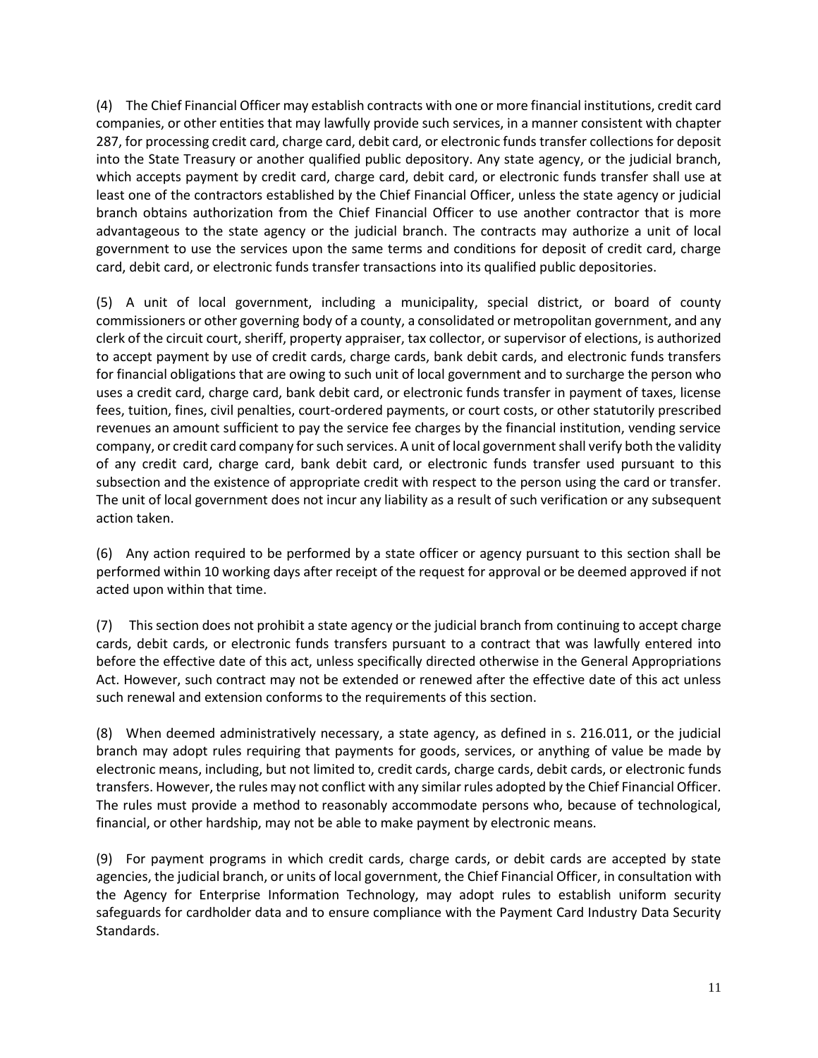(4) The Chief Financial Officer may establish contracts with one or more financial institutions, credit card companies, or other entities that may lawfully provide such services, in a manner consistent with chapter 287, for processing credit card, charge card, debit card, or electronic funds transfer collections for deposit into the State Treasury or another qualified public depository. Any state agency, or the judicial branch, which accepts payment by credit card, charge card, debit card, or electronic funds transfer shall use at least one of the contractors established by the Chief Financial Officer, unless the state agency or judicial branch obtains authorization from the Chief Financial Officer to use another contractor that is more advantageous to the state agency or the judicial branch. The contracts may authorize a unit of local government to use the services upon the same terms and conditions for deposit of credit card, charge card, debit card, or electronic funds transfer transactions into its qualified public depositories.

(5) A unit of local government, including a municipality, special district, or board of county commissioners or other governing body of a county, a consolidated or metropolitan government, and any clerk of the circuit court, sheriff, property appraiser, tax collector, or supervisor of elections, is authorized to accept payment by use of credit cards, charge cards, bank debit cards, and electronic funds transfers for financial obligations that are owing to such unit of local government and to surcharge the person who uses a credit card, charge card, bank debit card, or electronic funds transfer in payment of taxes, license fees, tuition, fines, civil penalties, court-ordered payments, or court costs, or other statutorily prescribed revenues an amount sufficient to pay the service fee charges by the financial institution, vending service company, or credit card company for such services. A unit of local government shall verify both the validity of any credit card, charge card, bank debit card, or electronic funds transfer used pursuant to this subsection and the existence of appropriate credit with respect to the person using the card or transfer. The unit of local government does not incur any liability as a result of such verification or any subsequent action taken.

(6) Any action required to be performed by a state officer or agency pursuant to this section shall be performed within 10 working days after receipt of the request for approval or be deemed approved if not acted upon within that time.

(7) This section does not prohibit a state agency or the judicial branch from continuing to accept charge cards, debit cards, or electronic funds transfers pursuant to a contract that was lawfully entered into before the effective date of this act, unless specifically directed otherwise in the General Appropriations Act. However, such contract may not be extended or renewed after the effective date of this act unless such renewal and extension conforms to the requirements of this section.

(8) When deemed administratively necessary, a state agency, as defined in s. 216.011, or the judicial branch may adopt rules requiring that payments for goods, services, or anything of value be made by electronic means, including, but not limited to, credit cards, charge cards, debit cards, or electronic funds transfers. However, the rules may not conflict with any similar rules adopted by the Chief Financial Officer. The rules must provide a method to reasonably accommodate persons who, because of technological, financial, or other hardship, may not be able to make payment by electronic means.

(9) For payment programs in which credit cards, charge cards, or debit cards are accepted by state agencies, the judicial branch, or units of local government, the Chief Financial Officer, in consultation with the Agency for Enterprise Information Technology, may adopt rules to establish uniform security safeguards for cardholder data and to ensure compliance with the Payment Card Industry Data Security Standards.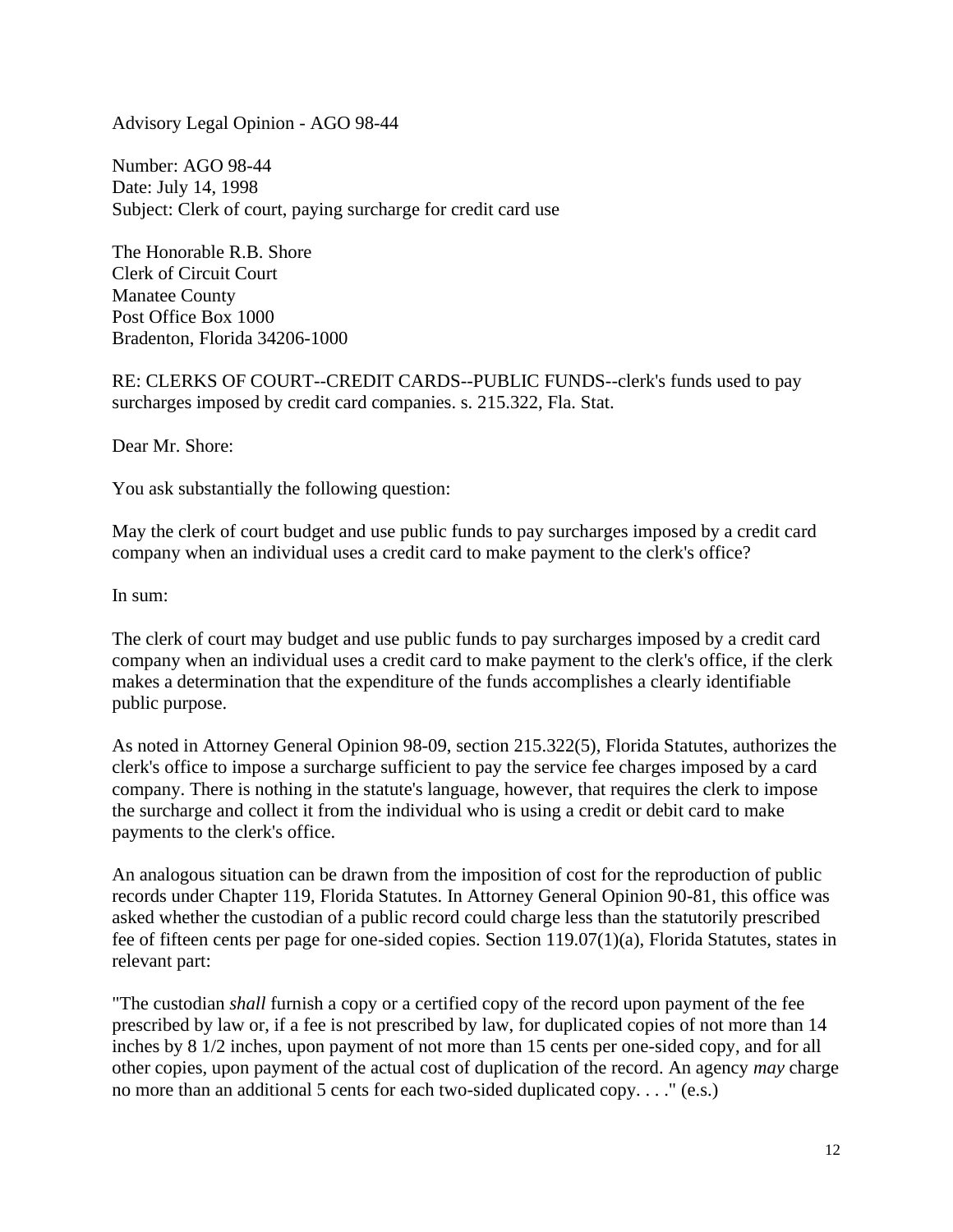Advisory Legal Opinion - AGO 98-44

Number: AGO 98-44
Date: July 14, 1998
Subject: Clerk of court, paying surcharge for credit card use

The Honorable R.B. Shore
Clerk of Circuit Court
Manatee County
Post Office Box 1000
Bradenton, Florida 34206-1000

RE: CLERKS OF COURT--CREDIT CARDS--PUBLIC FUNDS--clerk's funds used to pay surcharges imposed by credit card companies. s. 215.322, Fla. Stat.

Dear Mr. Shore:

You ask substantially the following question:

May the clerk of court budget and use public funds to pay surcharges imposed by a credit card company when an individual uses a credit card to make payment to the clerk's office?

In sum:

The clerk of court may budget and use public funds to pay surcharges imposed by a credit card company when an individual uses a credit card to make payment to the clerk's office, if the clerk makes a determination that the expenditure of the funds accomplishes a clearly identifiable public purpose.

As noted in Attorney General Opinion 98-09, section 215.322(5), Florida Statutes, authorizes the clerk's office to impose a surcharge sufficient to pay the service fee charges imposed by a card company. There is nothing in the statute's language, however, that requires the clerk to impose the surcharge and collect it from the individual who is using a credit or debit card to make payments to the clerk's office.

An analogous situation can be drawn from the imposition of cost for the reproduction of public records under Chapter 119, Florida Statutes. In Attorney General Opinion 90-81, this office was asked whether the custodian of a public record could charge less than the statutorily prescribed fee of fifteen cents per page for one-sided copies. Section 119.07(1)(a), Florida Statutes, states in relevant part:

"The custodian *shall* furnish a copy or a certified copy of the record upon payment of the fee prescribed by law or, if a fee is not prescribed by law, for duplicated copies of not more than 14 inches by 8 1/2 inches, upon payment of not more than 15 cents per one-sided copy, and for all other copies, upon payment of the actual cost of duplication of the record. An agency *may* charge no more than an additional 5 cents for each two-sided duplicated copy. . . ." (e.s.)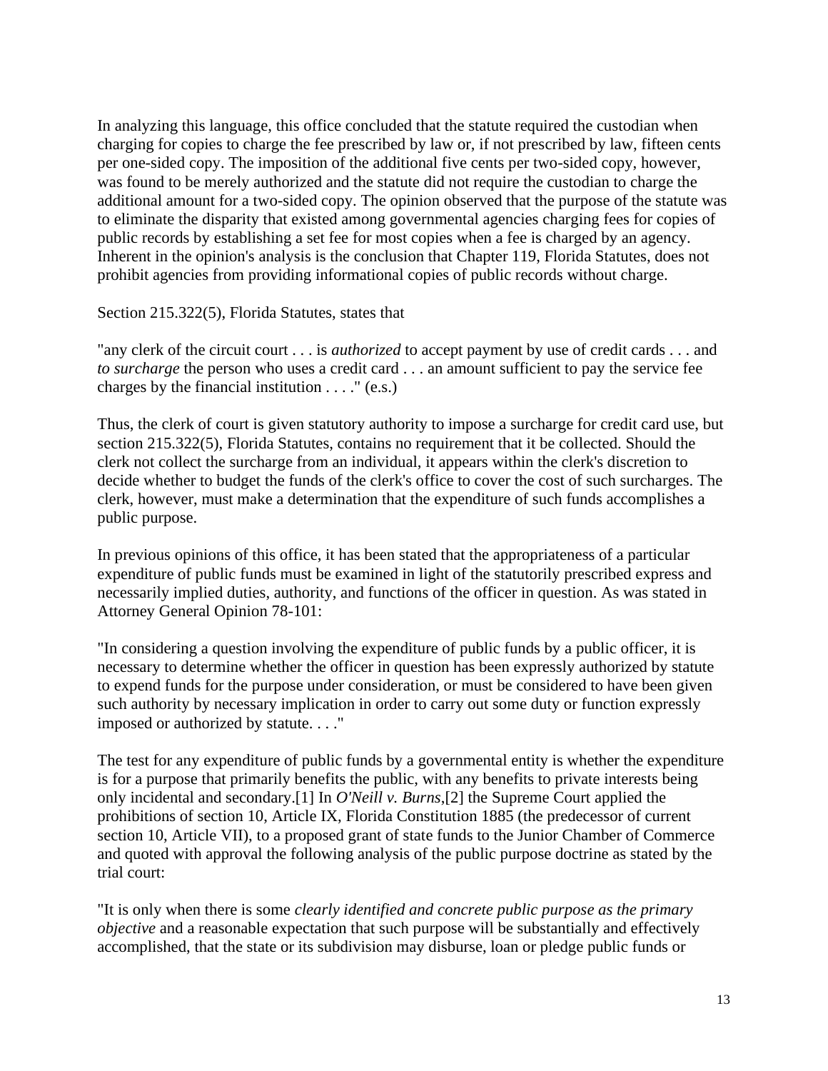In analyzing this language, this office concluded that the statute required the custodian when charging for copies to charge the fee prescribed by law or, if not prescribed by law, fifteen cents per one-sided copy. The imposition of the additional five cents per two-sided copy, however, was found to be merely authorized and the statute did not require the custodian to charge the additional amount for a two-sided copy. The opinion observed that the purpose of the statute was to eliminate the disparity that existed among governmental agencies charging fees for copies of public records by establishing a set fee for most copies when a fee is charged by an agency. Inherent in the opinion's analysis is the conclusion that Chapter 119, Florida Statutes, does not prohibit agencies from providing informational copies of public records without charge.

Section 215.322(5), Florida Statutes, states that

"any clerk of the circuit court . . . is *authorized* to accept payment by use of credit cards . . . and *to surcharge* the person who uses a credit card . . . an amount sufficient to pay the service fee charges by the financial institution . . . ." (e.s.)

Thus, the clerk of court is given statutory authority to impose a surcharge for credit card use, but section 215.322(5), Florida Statutes, contains no requirement that it be collected. Should the clerk not collect the surcharge from an individual, it appears within the clerk's discretion to decide whether to budget the funds of the clerk's office to cover the cost of such surcharges. The clerk, however, must make a determination that the expenditure of such funds accomplishes a public purpose.

In previous opinions of this office, it has been stated that the appropriateness of a particular expenditure of public funds must be examined in light of the statutorily prescribed express and necessarily implied duties, authority, and functions of the officer in question. As was stated in Attorney General Opinion 78-101:

"In considering a question involving the expenditure of public funds by a public officer, it is necessary to determine whether the officer in question has been expressly authorized by statute to expend funds for the purpose under consideration, or must be considered to have been given such authority by necessary implication in order to carry out some duty or function expressly imposed or authorized by statute. . . ."

The test for any expenditure of public funds by a governmental entity is whether the expenditure is for a purpose that primarily benefits the public, with any benefits to private interests being only incidental and secondary.[1] In *O'Neill v. Burns*,[2] the Supreme Court applied the prohibitions of section 10, Article IX, Florida Constitution 1885 (the predecessor of current section 10, Article VII), to a proposed grant of state funds to the Junior Chamber of Commerce and quoted with approval the following analysis of the public purpose doctrine as stated by the trial court:

"It is only when there is some *clearly identified and concrete public purpose as the primary objective* and a reasonable expectation that such purpose will be substantially and effectively accomplished, that the state or its subdivision may disburse, loan or pledge public funds or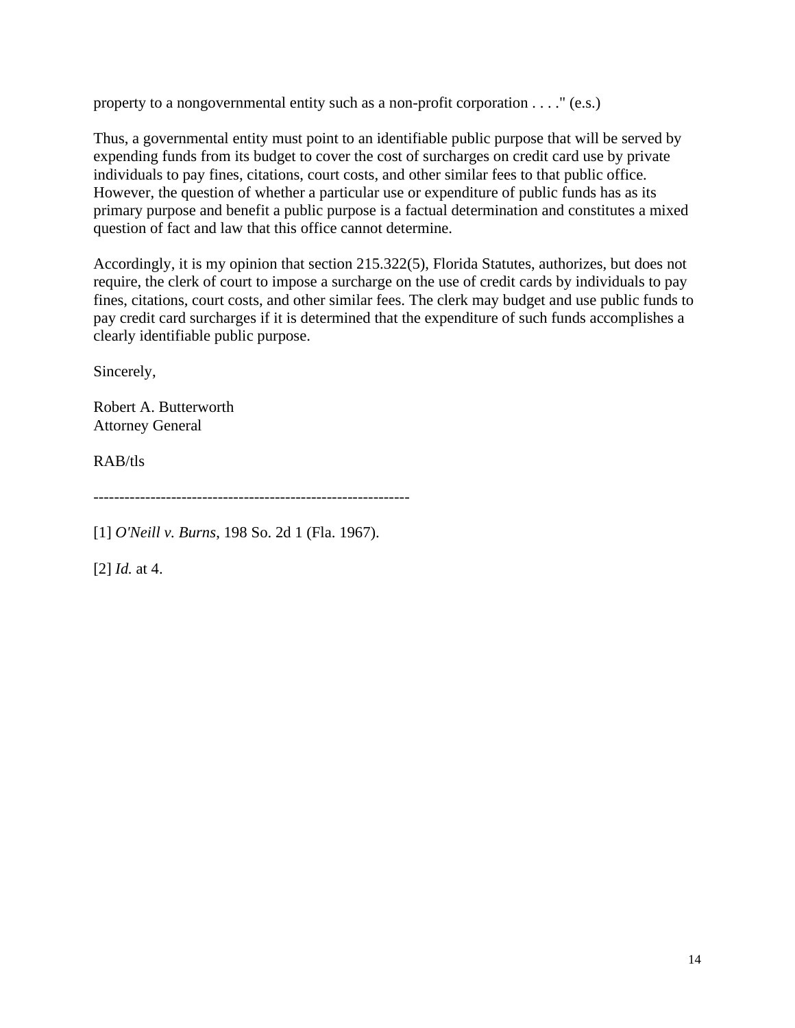property to a nongovernmental entity such as a non-profit corporation . . . ." (e.s.)

Thus, a governmental entity must point to an identifiable public purpose that will be served by expending funds from its budget to cover the cost of surcharges on credit card use by private individuals to pay fines, citations, court costs, and other similar fees to that public office. However, the question of whether a particular use or expenditure of public funds has as its primary purpose and benefit a public purpose is a factual determination and constitutes a mixed question of fact and law that this office cannot determine.

Accordingly, it is my opinion that section 215.322(5), Florida Statutes, authorizes, but does not require, the clerk of court to impose a surcharge on the use of credit cards by individuals to pay fines, citations, court costs, and other similar fees. The clerk may budget and use public funds to pay credit card surcharges if it is determined that the expenditure of such funds accomplishes a clearly identifiable public purpose.

Sincerely,

Robert A. Butterworth
Attorney General

RAB/tls

-------------------------------------------------------------

[1] *O'Neill v. Burns*, 198 So. 2d 1 (Fla. 1967).

[2] *Id.* at 4.